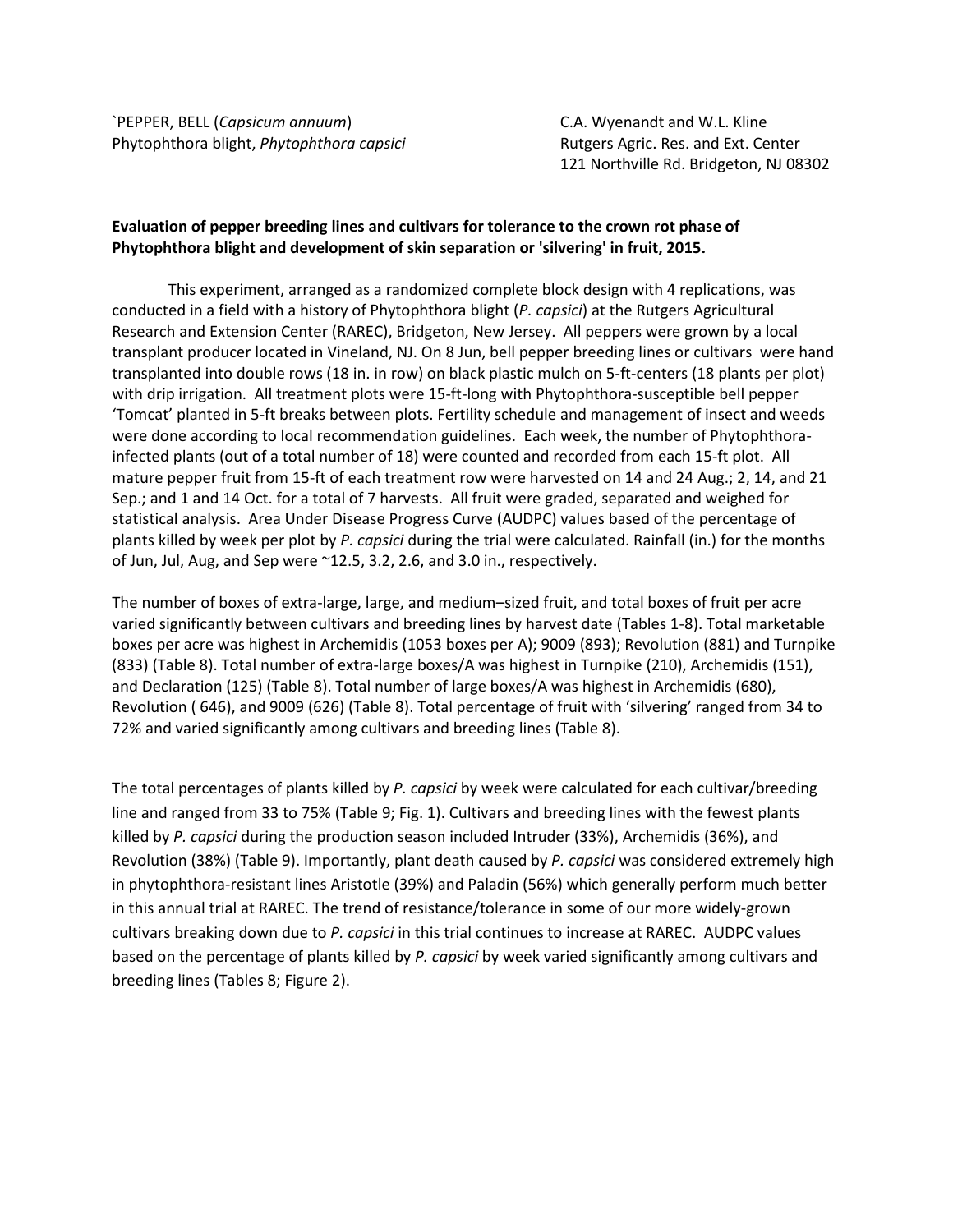`PEPPER, BELL (*Capsicum annuum*)
Phytophthora blight, *Phytophthora capsici*

C.A. Wyenandt and W.L. Kline
Rutgers Agric. Res. and Ext. Center
121 Northville Rd. Bridgeton, NJ 08302

**Evaluation of pepper breeding lines and cultivars for tolerance to the crown rot phase of Phytophthora blight and development of skin separation or 'silvering' in fruit, 2015.**

This experiment, arranged as a randomized complete block design with 4 replications, was conducted in a field with a history of Phytophthora blight (*P. capsici*) at the Rutgers Agricultural Research and Extension Center (RAREC), Bridgeton, New Jersey. All peppers were grown by a local transplant producer located in Vineland, NJ. On 8 Jun, bell pepper breeding lines or cultivars were hand transplanted into double rows (18 in. in row) on black plastic mulch on 5-ft-centers (18 plants per plot) with drip irrigation. All treatment plots were 15-ft-long with Phytophthora-susceptible bell pepper 'Tomcat' planted in 5-ft breaks between plots. Fertility schedule and management of insect and weeds were done according to local recommendation guidelines. Each week, the number of Phytophthora-infected plants (out of a total number of 18) were counted and recorded from each 15-ft plot. All mature pepper fruit from 15-ft of each treatment row were harvested on 14 and 24 Aug.; 2, 14, and 21 Sep.; and 1 and 14 Oct. for a total of 7 harvests. All fruit were graded, separated and weighed for statistical analysis. Area Under Disease Progress Curve (AUDPC) values based of the percentage of plants killed by week per plot by *P. capsici* during the trial were calculated. Rainfall (in.) for the months of Jun, Jul, Aug, and Sep were ~12.5, 3.2, 2.6, and 3.0 in., respectively.

The number of boxes of extra-large, large, and medium–sized fruit, and total boxes of fruit per acre varied significantly between cultivars and breeding lines by harvest date (Tables 1-8). Total marketable boxes per acre was highest in Archemidis (1053 boxes per A); 9009 (893); Revolution (881) and Turnpike (833) (Table 8). Total number of extra-large boxes/A was highest in Turnpike (210), Archemidis (151), and Declaration (125) (Table 8). Total number of large boxes/A was highest in Archemidis (680), Revolution ( 646), and 9009 (626) (Table 8). Total percentage of fruit with 'silvering' ranged from 34 to 72% and varied significantly among cultivars and breeding lines (Table 8).

The total percentages of plants killed by *P. capsici* by week were calculated for each cultivar/breeding line and ranged from 33 to 75% (Table 9; Fig. 1). Cultivars and breeding lines with the fewest plants killed by *P. capsici* during the production season included Intruder (33%), Archemidis (36%), and Revolution (38%) (Table 9). Importantly, plant death caused by *P. capsici* was considered extremely high in phytophthora-resistant lines Aristotle (39%) and Paladin (56%) which generally perform much better in this annual trial at RAREC. The trend of resistance/tolerance in some of our more widely-grown cultivars breaking down due to *P. capsici* in this trial continues to increase at RAREC. AUDPC values based on the percentage of plants killed by *P. capsici* by week varied significantly among cultivars and breeding lines (Tables 8; Figure 2).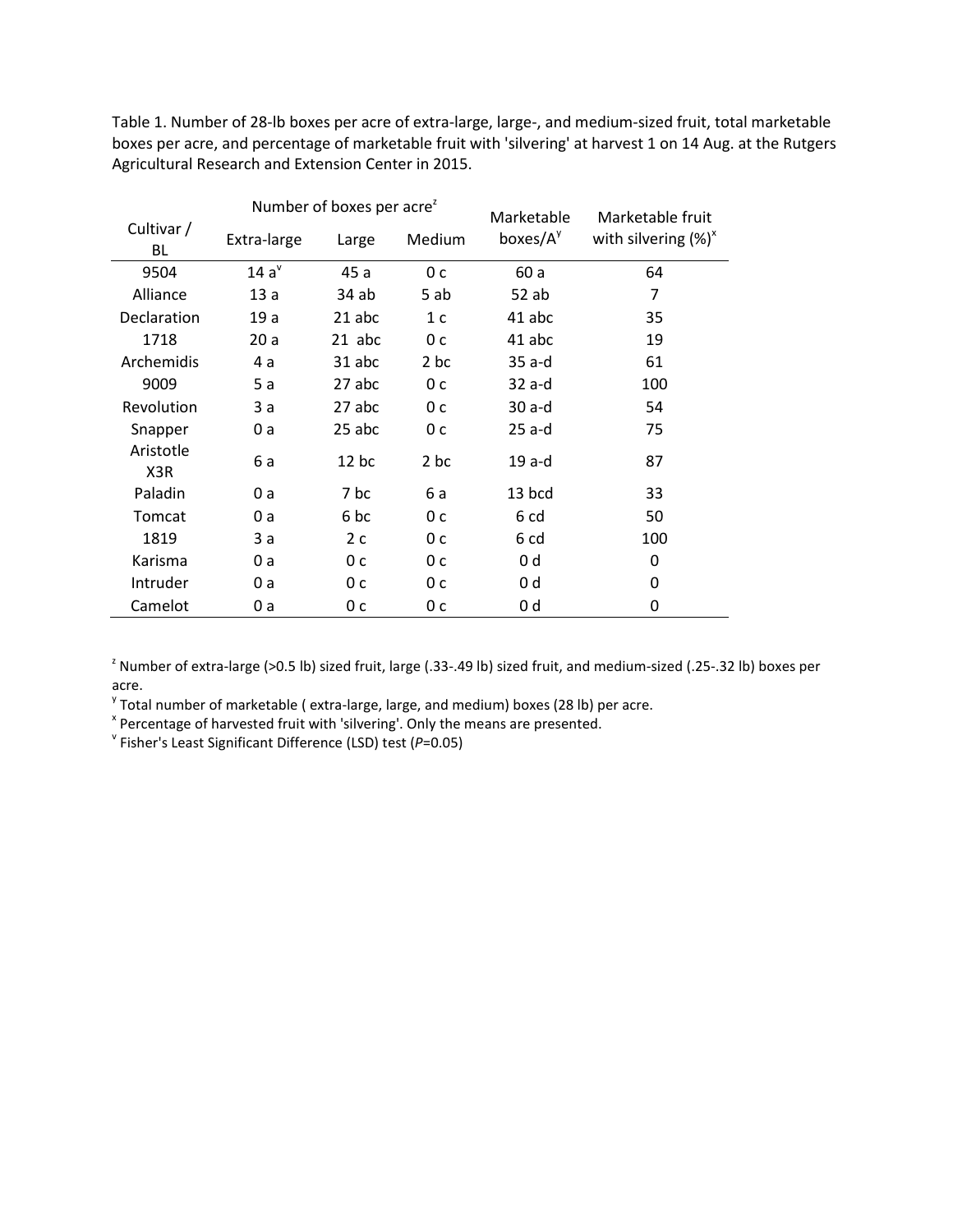Table 1. Number of 28-lb boxes per acre of extra-large, large-, and medium-sized fruit, total marketable boxes per acre, and percentage of marketable fruit with 'silvering' at harvest 1 on 14 Aug. at the Rutgers Agricultural Research and Extension Center in 2015.

| Cultivar / BL | Number of boxes per acre[z] | | | Marketable boxes/A[y] | Marketable fruit with silvering (%)[x] |
|---|---|---|---|---|---|
| | Extra-large | Large | Medium | | |
| 9504 | 14 a[v] | 45 a | 0 c | 60 a | 64 |
| Alliance | 13 a | 34 ab | 5 ab | 52 ab | 7 |
| Declaration | 19 a | 21 abc | 1 c | 41 abc | 35 |
| 1718 | 20 a | 21 abc | 0 c | 41 abc | 19 |
| Archemidis | 4 a | 31 abc | 2 bc | 35 a-d | 61 |
| 9009 | 5 a | 27 abc | 0 c | 32 a-d | 100 |
| Revolution | 3 a | 27 abc | 0 c | 30 a-d | 54 |
| Snapper | 0 a | 25 abc | 0 c | 25 a-d | 75 |
| Aristotle X3R | 6 a | 12 bc | 2 bc | 19 a-d | 87 |
| Paladin | 0 a | 7 bc | 6 a | 13 bcd | 33 |
| Tomcat | 0 a | 6 bc | 0 c | 6 cd | 50 |
| 1819 | 3 a | 2 c | 0 c | 6 cd | 100 |
| Karisma | 0 a | 0 c | 0 c | 0 d | 0 |
| Intruder | 0 a | 0 c | 0 c | 0 d | 0 |
| Camelot | 0 a | 0 c | 0 c | 0 d | 0 |

[z] Number of extra-large (>0.5 lb) sized fruit, large (.33-.49 lb) sized fruit, and medium-sized (.25-.32 lb) boxes per acre.

[y] Total number of marketable ( extra-large, large, and medium) boxes (28 lb) per acre.

[x] Percentage of harvested fruit with 'silvering'. Only the means are presented.

[v] Fisher's Least Significant Difference (LSD) test (*P*=0.05)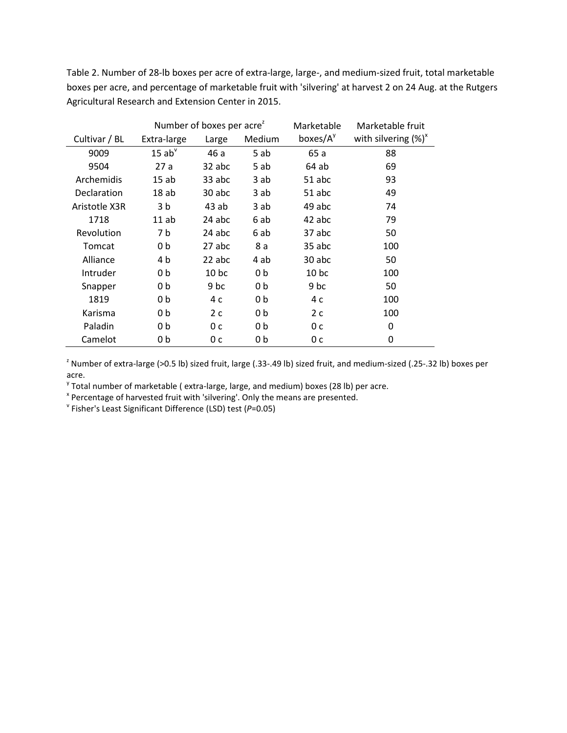Table 2. Number of 28-lb boxes per acre of extra-large, large-, and medium-sized fruit, total marketable boxes per acre, and percentage of marketable fruit with 'silvering' at harvest 2 on 24 Aug. at the Rutgers Agricultural Research and Extension Center in 2015.

| | Number of boxes per acre[z] | | | Marketable | Marketable fruit |
|---|---|---|---|---|---|
| Cultivar / BL | Extra-large | Large | Medium | boxes/A[y] | with silvering (%)[x] |
| 9009 | 15 ab[v] | 46 a | 5 ab | 65 a | 88 |
| 9504 | 27 a | 32 abc | 5 ab | 64 ab | 69 |
| Archemidis | 15 ab | 33 abc | 3 ab | 51 abc | 93 |
| Declaration | 18 ab | 30 abc | 3 ab | 51 abc | 49 |
| Aristotle X3R | 3 b | 43 ab | 3 ab | 49 abc | 74 |
| 1718 | 11 ab | 24 abc | 6 ab | 42 abc | 79 |
| Revolution | 7 b | 24 abc | 6 ab | 37 abc | 50 |
| Tomcat | 0 b | 27 abc | 8 a | 35 abc | 100 |
| Alliance | 4 b | 22 abc | 4 ab | 30 abc | 50 |
| Intruder | 0 b | 10 bc | 0 b | 10 bc | 100 |
| Snapper | 0 b | 9 bc | 0 b | 9 bc | 50 |
| 1819 | 0 b | 4 c | 0 b | 4 c | 100 |
| Karisma | 0 b | 2 c | 0 b | 2 c | 100 |
| Paladin | 0 b | 0 c | 0 b | 0 c | 0 |
| Camelot | 0 b | 0 c | 0 b | 0 c | 0 |

[z] Number of extra-large (>0.5 lb) sized fruit, large (.33-.49 lb) sized fruit, and medium-sized (.25-.32 lb) boxes per acre.

[y] Total number of marketable ( extra-large, large, and medium) boxes (28 lb) per acre.

[x] Percentage of harvested fruit with 'silvering'. Only the means are presented.

[v] Fisher's Least Significant Difference (LSD) test (*P*=0.05)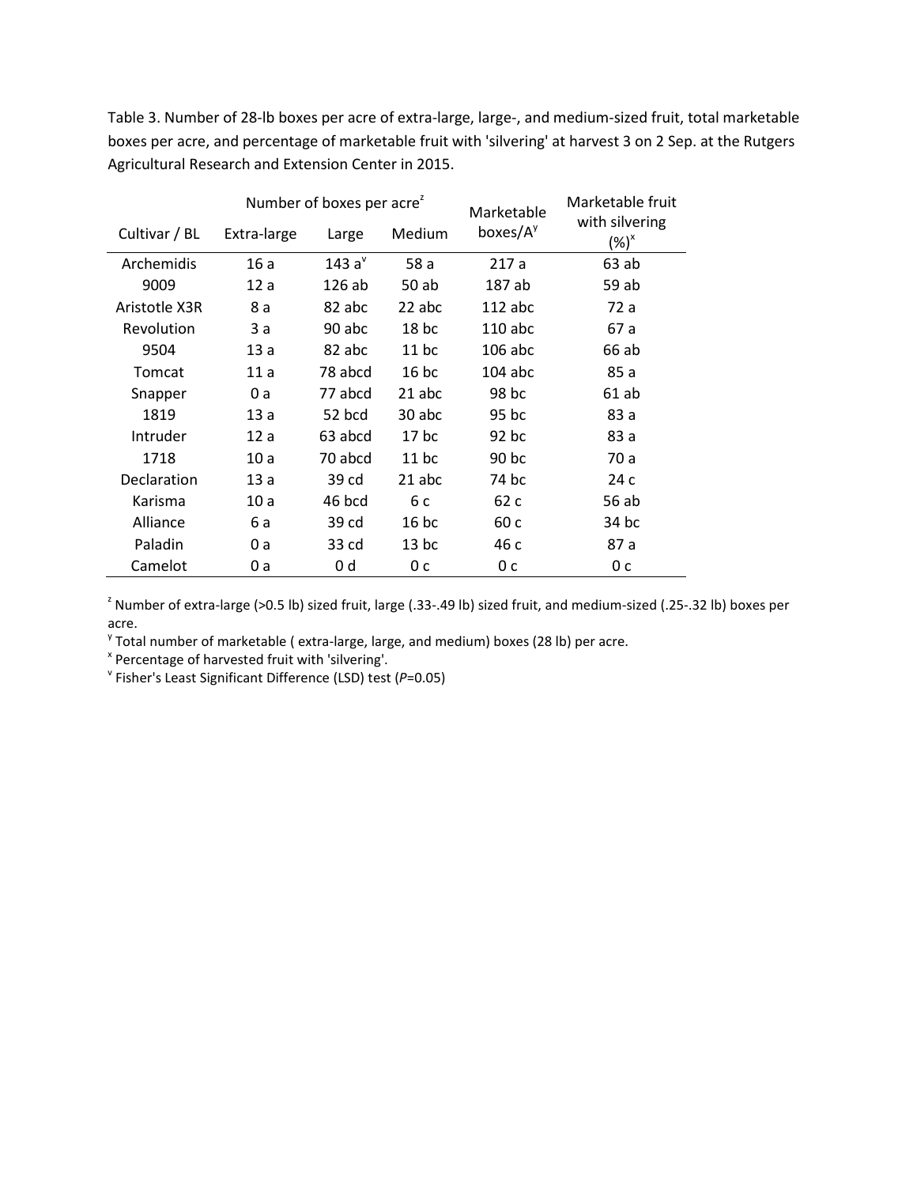Table 3. Number of 28-lb boxes per acre of extra-large, large-, and medium-sized fruit, total marketable boxes per acre, and percentage of marketable fruit with 'silvering' at harvest 3 on 2 Sep. at the Rutgers Agricultural Research and Extension Center in 2015.

| Cultivar / BL | Number of boxes per acre[z] | | | Marketable boxes/A[y] | Marketable fruit with silvering (%)[x] |
|---|---|---|---|---|---|
| | Extra-large | Large | Medium | | |
| Archemidis | 16 a | 143 a[v] | 58 a | 217 a | 63 ab |
| 9009 | 12 a | 126 ab | 50 ab | 187 ab | 59 ab |
| Aristotle X3R | 8 a | 82 abc | 22 abc | 112 abc | 72 a |
| Revolution | 3 a | 90 abc | 18 bc | 110 abc | 67 a |
| 9504 | 13 a | 82 abc | 11 bc | 106 abc | 66 ab |
| Tomcat | 11 a | 78 abcd | 16 bc | 104 abc | 85 a |
| Snapper | 0 a | 77 abcd | 21 abc | 98 bc | 61 ab |
| 1819 | 13 a | 52 bcd | 30 abc | 95 bc | 83 a |
| Intruder | 12 a | 63 abcd | 17 bc | 92 bc | 83 a |
| 1718 | 10 a | 70 abcd | 11 bc | 90 bc | 70 a |
| Declaration | 13 a | 39 cd | 21 abc | 74 bc | 24 c |
| Karisma | 10 a | 46 bcd | 6 c | 62 c | 56 ab |
| Alliance | 6 a | 39 cd | 16 bc | 60 c | 34 bc |
| Paladin | 0 a | 33 cd | 13 bc | 46 c | 87 a |
| Camelot | 0 a | 0 d | 0 c | 0 c | 0 c |

[z] Number of extra-large (>0.5 lb) sized fruit, large (.33-.49 lb) sized fruit, and medium-sized (.25-.32 lb) boxes per acre.

[y] Total number of marketable ( extra-large, large, and medium) boxes (28 lb) per acre.

[x] Percentage of harvested fruit with 'silvering'.

[v] Fisher's Least Significant Difference (LSD) test ($P$=0.05)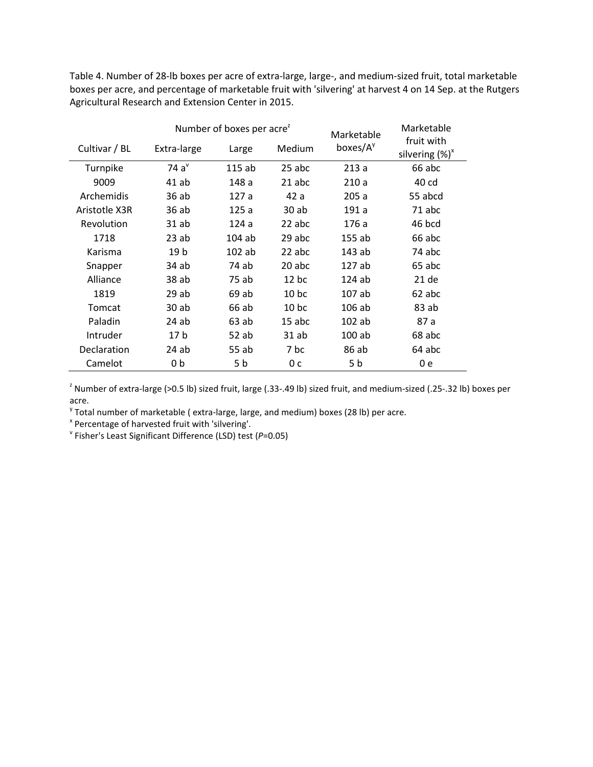Table 4. Number of 28-lb boxes per acre of extra-large, large-, and medium-sized fruit, total marketable boxes per acre, and percentage of marketable fruit with 'silvering' at harvest 4 on 14 Sep. at the Rutgers Agricultural Research and Extension Center in 2015.

| Cultivar / BL | Number of boxes per acre[z] | | | Marketable boxes/A[y] | Marketable fruit with silvering (%)[x] |
|---|---|---|---|---|---|
| | Extra-large | Large | Medium | | |
| Turnpike | 74 a[v] | 115 ab | 25 abc | 213 a | 66 abc |
| 9009 | 41 ab | 148 a | 21 abc | 210 a | 40 cd |
| Archemidis | 36 ab | 127 a | 42 a | 205 a | 55 abcd |
| Aristotle X3R | 36 ab | 125 a | 30 ab | 191 a | 71 abc |
| Revolution | 31 ab | 124 a | 22 abc | 176 a | 46 bcd |
| 1718 | 23 ab | 104 ab | 29 abc | 155 ab | 66 abc |
| Karisma | 19 b | 102 ab | 22 abc | 143 ab | 74 abc |
| Snapper | 34 ab | 74 ab | 20 abc | 127 ab | 65 abc |
| Alliance | 38 ab | 75 ab | 12 bc | 124 ab | 21 de |
| 1819 | 29 ab | 69 ab | 10 bc | 107 ab | 62 abc |
| Tomcat | 30 ab | 66 ab | 10 bc | 106 ab | 83 ab |
| Paladin | 24 ab | 63 ab | 15 abc | 102 ab | 87 a |
| Intruder | 17 b | 52 ab | 31 ab | 100 ab | 68 abc |
| Declaration | 24 ab | 55 ab | 7 bc | 86 ab | 64 abc |
| Camelot | 0 b | 5 b | 0 c | 5 b | 0 e |

[z] Number of extra-large (>0.5 lb) sized fruit, large (.33-.49 lb) sized fruit, and medium-sized (.25-.32 lb) boxes per acre.

[y] Total number of marketable ( extra-large, large, and medium) boxes (28 lb) per acre.

[x] Percentage of harvested fruit with 'silvering'.

[v] Fisher's Least Significant Difference (LSD) test (*P*=0.05)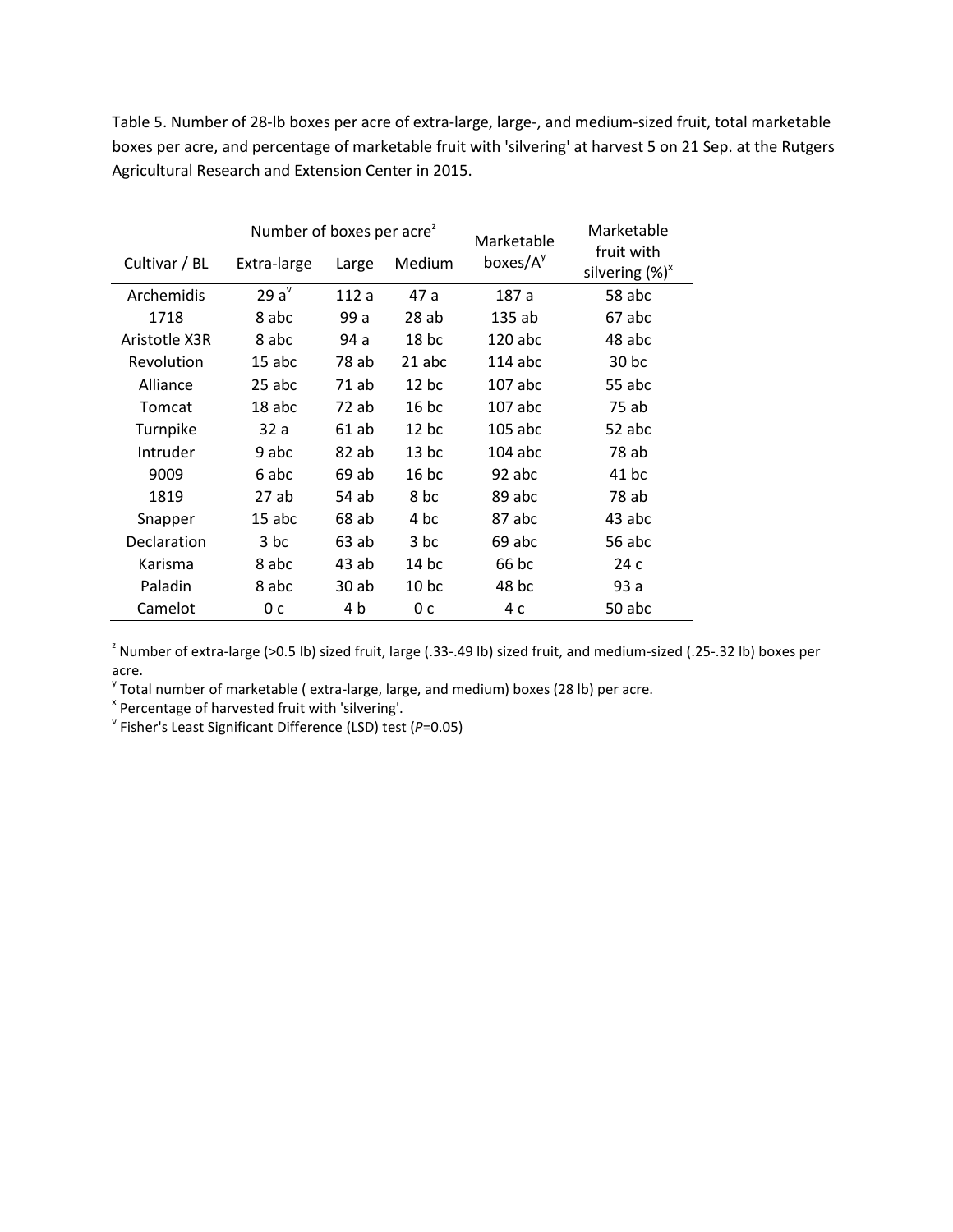Table 5. Number of 28-lb boxes per acre of extra-large, large-, and medium-sized fruit, total marketable boxes per acre, and percentage of marketable fruit with 'silvering' at harvest 5 on 21 Sep. at the Rutgers Agricultural Research and Extension Center in 2015.

| Cultivar / BL | Number of boxes per acre[z] | | | Marketable boxes/A[y] | Marketable fruit with silvering (%)[x] |
|---|---|---|---|---|---|
| | Extra-large | Large | Medium | | |
| Archemidis | 29 a[v] | 112 a | 47 a | 187 a | 58 abc |
| 1718 | 8 abc | 99 a | 28 ab | 135 ab | 67 abc |
| Aristotle X3R | 8 abc | 94 a | 18 bc | 120 abc | 48 abc |
| Revolution | 15 abc | 78 ab | 21 abc | 114 abc | 30 bc |
| Alliance | 25 abc | 71 ab | 12 bc | 107 abc | 55 abc |
| Tomcat | 18 abc | 72 ab | 16 bc | 107 abc | 75 ab |
| Turnpike | 32 a | 61 ab | 12 bc | 105 abc | 52 abc |
| Intruder | 9 abc | 82 ab | 13 bc | 104 abc | 78 ab |
| 9009 | 6 abc | 69 ab | 16 bc | 92 abc | 41 bc |
| 1819 | 27 ab | 54 ab | 8 bc | 89 abc | 78 ab |
| Snapper | 15 abc | 68 ab | 4 bc | 87 abc | 43 abc |
| Declaration | 3 bc | 63 ab | 3 bc | 69 abc | 56 abc |
| Karisma | 8 abc | 43 ab | 14 bc | 66 bc | 24 c |
| Paladin | 8 abc | 30 ab | 10 bc | 48 bc | 93 a |
| Camelot | 0 c | 4 b | 0 c | 4 c | 50 abc |

[z] Number of extra-large (>0.5 lb) sized fruit, large (.33-.49 lb) sized fruit, and medium-sized (.25-.32 lb) boxes per acre.

[y] Total number of marketable ( extra-large, large, and medium) boxes (28 lb) per acre.

[x] Percentage of harvested fruit with 'silvering'.

[v] Fisher's Least Significant Difference (LSD) test (*P*=0.05)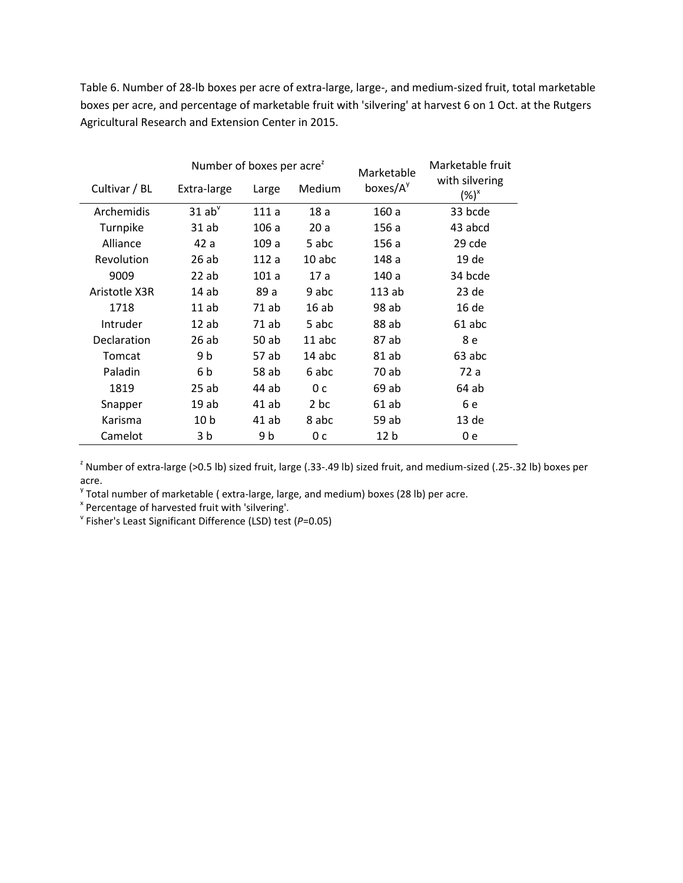Table 6. Number of 28-lb boxes per acre of extra-large, large-, and medium-sized fruit, total marketable boxes per acre, and percentage of marketable fruit with 'silvering' at harvest 6 on 1 Oct. at the Rutgers Agricultural Research and Extension Center in 2015.

| Cultivar / BL | Number of boxes per acre[z] | | | Marketable boxes/A[y] | Marketable fruit with silvering (%)[x] |
|---|---|---|---|---|---|
| | Extra-large | Large | Medium | | |
| Archemidis | 31 ab[v] | 111 a | 18 a | 160 a | 33 bcde |
| Turnpike | 31 ab | 106 a | 20 a | 156 a | 43 abcd |
| Alliance | 42 a | 109 a | 5 abc | 156 a | 29 cde |
| Revolution | 26 ab | 112 a | 10 abc | 148 a | 19 de |
| 9009 | 22 ab | 101 a | 17 a | 140 a | 34 bcde |
| Aristotle X3R | 14 ab | 89 a | 9 abc | 113 ab | 23 de |
| 1718 | 11 ab | 71 ab | 16 ab | 98 ab | 16 de |
| Intruder | 12 ab | 71 ab | 5 abc | 88 ab | 61 abc |
| Declaration | 26 ab | 50 ab | 11 abc | 87 ab | 8 e |
| Tomcat | 9 b | 57 ab | 14 abc | 81 ab | 63 abc |
| Paladin | 6 b | 58 ab | 6 abc | 70 ab | 72 a |
| 1819 | 25 ab | 44 ab | 0 c | 69 ab | 64 ab |
| Snapper | 19 ab | 41 ab | 2 bc | 61 ab | 6 e |
| Karisma | 10 b | 41 ab | 8 abc | 59 ab | 13 de |
| Camelot | 3 b | 9 b | 0 c | 12 b | 0 e |

[z] Number of extra-large (>0.5 lb) sized fruit, large (.33-.49 lb) sized fruit, and medium-sized (.25-.32 lb) boxes per acre.
[y] Total number of marketable ( extra-large, large, and medium) boxes (28 lb) per acre.
[x] Percentage of harvested fruit with 'silvering'.
[v] Fisher's Least Significant Difference (LSD) test (*P*=0.05)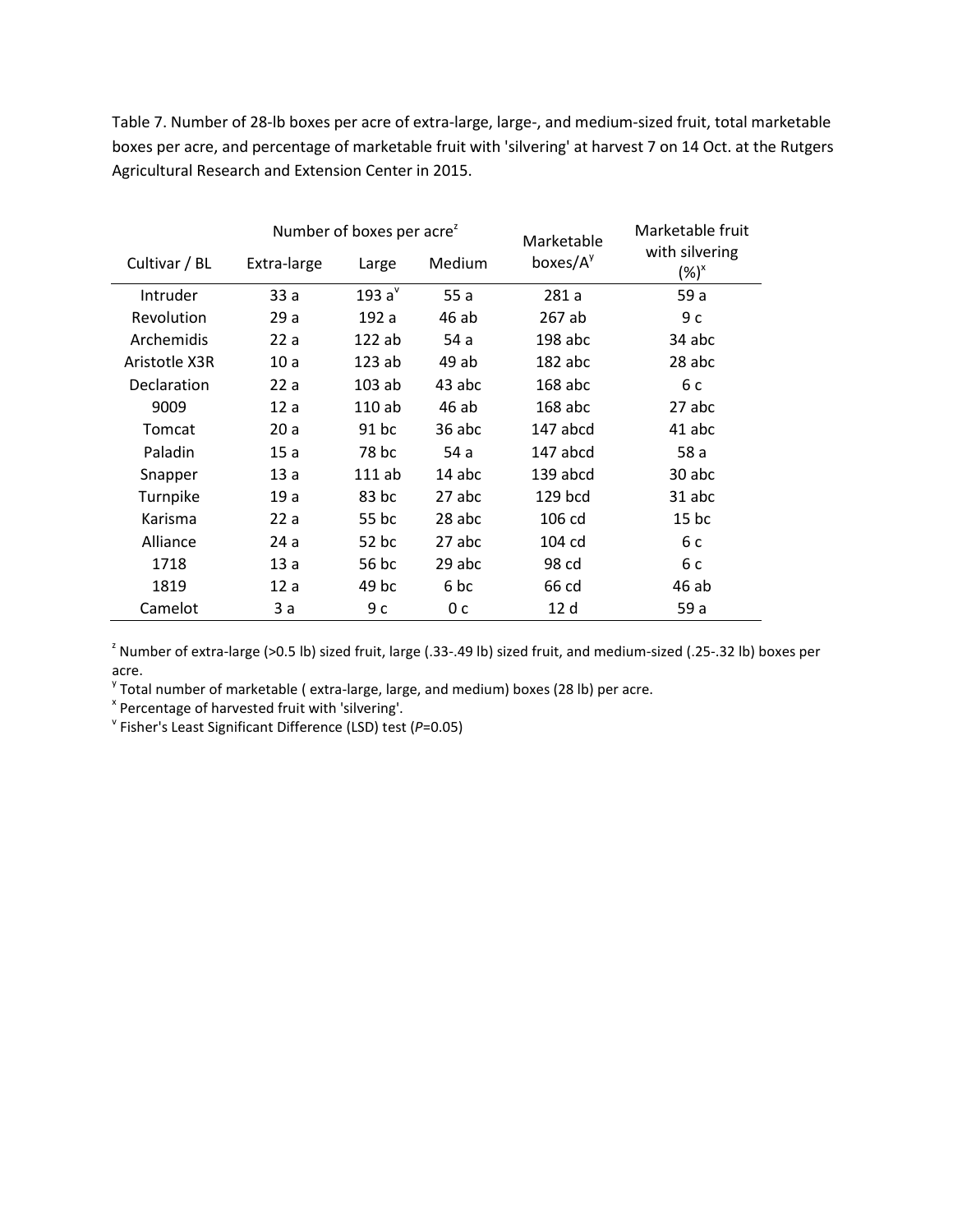Table 7. Number of 28-lb boxes per acre of extra-large, large-, and medium-sized fruit, total marketable boxes per acre, and percentage of marketable fruit with 'silvering' at harvest 7 on 14 Oct. at the Rutgers Agricultural Research and Extension Center in 2015.

| Cultivar / BL | Number of boxes per acre[z] Extra-large | Large | Medium | Marketable boxes/A[y] | Marketable fruit with silvering (%)[x] |
|---|---|---|---|---|---|
| Intruder | 33 a | 193 a[v] | 55 a | 281 a | 59 a |
| Revolution | 29 a | 192 a | 46 ab | 267 ab | 9 c |
| Archemidis | 22 a | 122 ab | 54 a | 198 abc | 34 abc |
| Aristotle X3R | 10 a | 123 ab | 49 ab | 182 abc | 28 abc |
| Declaration | 22 a | 103 ab | 43 abc | 168 abc | 6 c |
| 9009 | 12 a | 110 ab | 46 ab | 168 abc | 27 abc |
| Tomcat | 20 a | 91 bc | 36 abc | 147 abcd | 41 abc |
| Paladin | 15 a | 78 bc | 54 a | 147 abcd | 58 a |
| Snapper | 13 a | 111 ab | 14 abc | 139 abcd | 30 abc |
| Turnpike | 19 a | 83 bc | 27 abc | 129 bcd | 31 abc |
| Karisma | 22 a | 55 bc | 28 abc | 106 cd | 15 bc |
| Alliance | 24 a | 52 bc | 27 abc | 104 cd | 6 c |
| 1718 | 13 a | 56 bc | 29 abc | 98 cd | 6 c |
| 1819 | 12 a | 49 bc | 6 bc | 66 cd | 46 ab |
| Camelot | 3 a | 9 c | 0 c | 12 d | 59 a |

[z] Number of extra-large (>0.5 lb) sized fruit, large (.33-.49 lb) sized fruit, and medium-sized (.25-.32 lb) boxes per acre.

[y] Total number of marketable ( extra-large, large, and medium) boxes (28 lb) per acre.

[x] Percentage of harvested fruit with 'silvering'.

[v] Fisher's Least Significant Difference (LSD) test (*P*=0.05)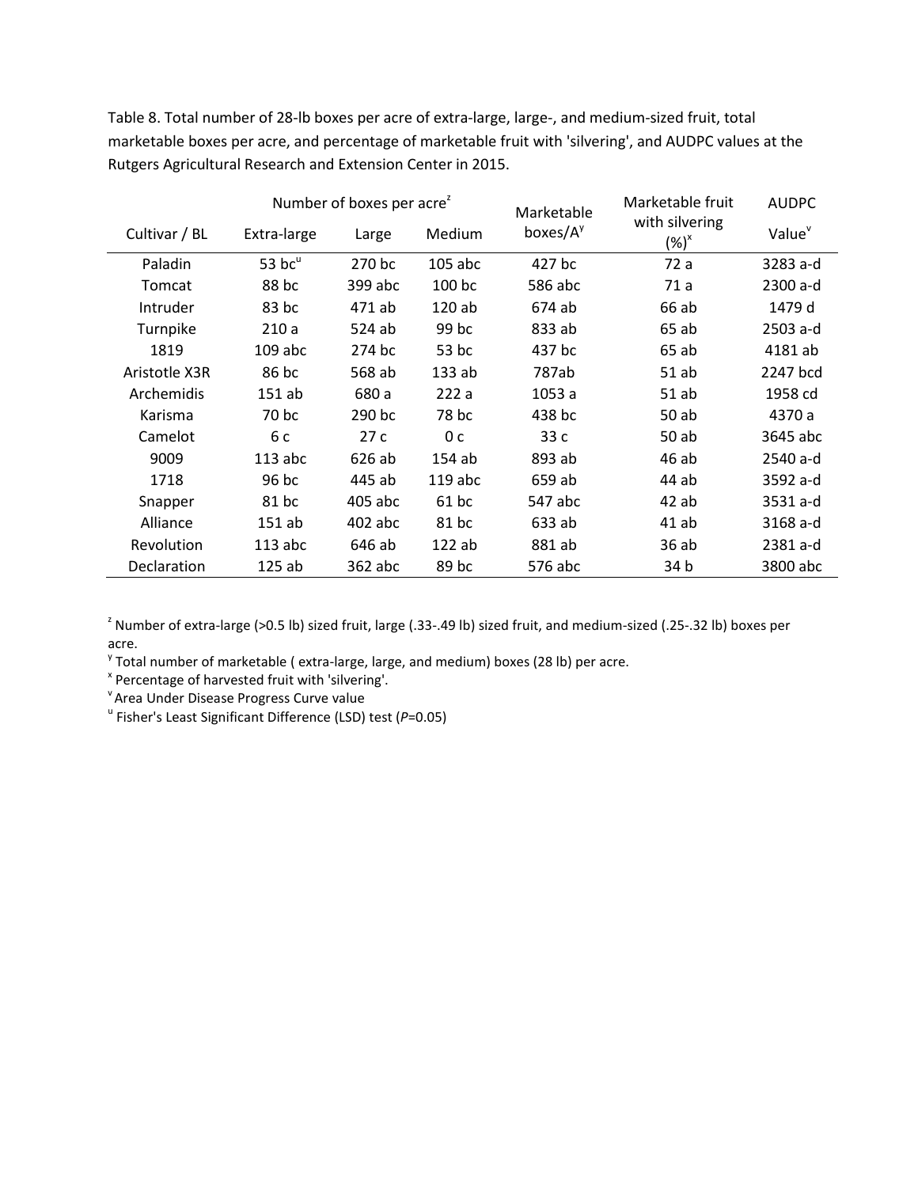Table 8. Total number of 28-lb boxes per acre of extra-large, large-, and medium-sized fruit, total marketable boxes per acre, and percentage of marketable fruit with 'silvering', and AUDPC values at the Rutgers Agricultural Research and Extension Center in 2015.

| Cultivar / BL | Number of boxes per acre[z] Extra-large | Large | Medium | Marketable boxes/A[y] | Marketable fruit with silvering (%)[x] | AUDPC Value[v] |
|---|---|---|---|---|---|---|
| Paladin | 53 bc[u] | 270 bc | 105 abc | 427 bc | 72 a | 3283 a-d |
| Tomcat | 88 bc | 399 abc | 100 bc | 586 abc | 71 a | 2300 a-d |
| Intruder | 83 bc | 471 ab | 120 ab | 674 ab | 66 ab | 1479 d |
| Turnpike | 210 a | 524 ab | 99 bc | 833 ab | 65 ab | 2503 a-d |
| 1819 | 109 abc | 274 bc | 53 bc | 437 bc | 65 ab | 4181 ab |
| Aristotle X3R | 86 bc | 568 ab | 133 ab | 787ab | 51 ab | 2247 bcd |
| Archemidis | 151 ab | 680 a | 222 a | 1053 a | 51 ab | 1958 cd |
| Karisma | 70 bc | 290 bc | 78 bc | 438 bc | 50 ab | 4370 a |
| Camelot | 6 c | 27 c | 0 c | 33 c | 50 ab | 3645 abc |
| 9009 | 113 abc | 626 ab | 154 ab | 893 ab | 46 ab | 2540 a-d |
| 1718 | 96 bc | 445 ab | 119 abc | 659 ab | 44 ab | 3592 a-d |
| Snapper | 81 bc | 405 abc | 61 bc | 547 abc | 42 ab | 3531 a-d |
| Alliance | 151 ab | 402 abc | 81 bc | 633 ab | 41 ab | 3168 a-d |
| Revolution | 113 abc | 646 ab | 122 ab | 881 ab | 36 ab | 2381 a-d |
| Declaration | 125 ab | 362 abc | 89 bc | 576 abc | 34 b | 3800 abc |

[z] Number of extra-large (>0.5 lb) sized fruit, large (.33-.49 lb) sized fruit, and medium-sized (.25-.32 lb) boxes per acre.

[y] Total number of marketable ( extra-large, large, and medium) boxes (28 lb) per acre.

[x] Percentage of harvested fruit with 'silvering'.

[v] Area Under Disease Progress Curve value

[u] Fisher's Least Significant Difference (LSD) test (*P*=0.05)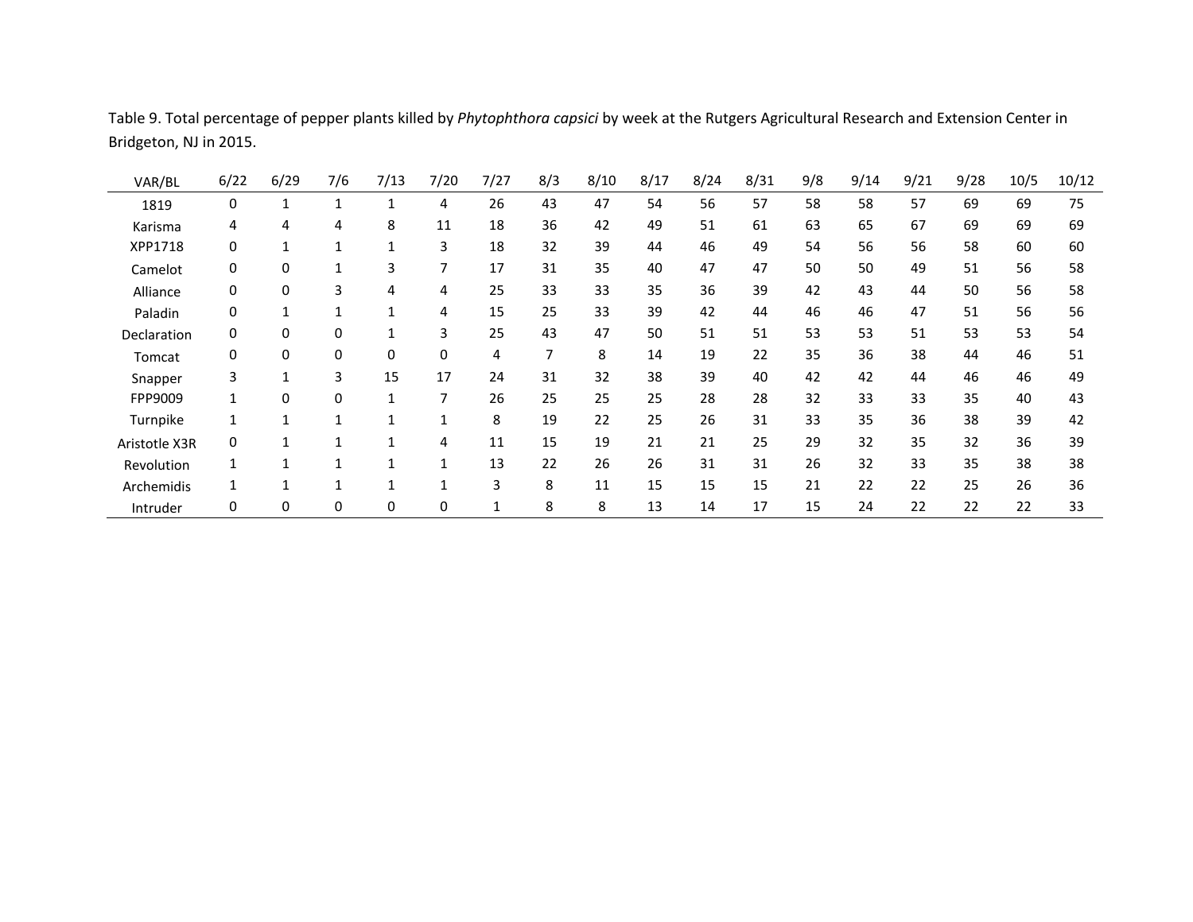Table 9. Total percentage of pepper plants killed by *Phytophthora capsici* by week at the Rutgers Agricultural Research and Extension Center in Bridgeton, NJ in 2015.

| VAR/BL | 6/22 | 6/29 | 7/6 | 7/13 | 7/20 | 7/27 | 8/3 | 8/10 | 8/17 | 8/24 | 8/31 | 9/8 | 9/14 | 9/21 | 9/28 | 10/5 | 10/12 |
|---|---|---|---|---|---|---|---|---|---|---|---|---|---|---|---|---|---|
| 1819 | 0 | 1 | 1 | 1 | 4 | 26 | 43 | 47 | 54 | 56 | 57 | 58 | 58 | 57 | 69 | 69 | 75 |
| Karisma | 4 | 4 | 4 | 8 | 11 | 18 | 36 | 42 | 49 | 51 | 61 | 63 | 65 | 67 | 69 | 69 | 69 |
| XPP1718 | 0 | 1 | 1 | 1 | 3 | 18 | 32 | 39 | 44 | 46 | 49 | 54 | 56 | 56 | 58 | 60 | 60 |
| Camelot | 0 | 0 | 1 | 3 | 7 | 17 | 31 | 35 | 40 | 47 | 47 | 50 | 50 | 49 | 51 | 56 | 58 |
| Alliance | 0 | 0 | 3 | 4 | 4 | 25 | 33 | 33 | 35 | 36 | 39 | 42 | 43 | 44 | 50 | 56 | 58 |
| Paladin | 0 | 1 | 1 | 1 | 4 | 15 | 25 | 33 | 39 | 42 | 44 | 46 | 46 | 47 | 51 | 56 | 56 |
| Declaration | 0 | 0 | 0 | 1 | 3 | 25 | 43 | 47 | 50 | 51 | 51 | 53 | 53 | 51 | 53 | 53 | 54 |
| Tomcat | 0 | 0 | 0 | 0 | 0 | 4 | 7 | 8 | 14 | 19 | 22 | 35 | 36 | 38 | 44 | 46 | 51 |
| Snapper | 3 | 1 | 3 | 15 | 17 | 24 | 31 | 32 | 38 | 39 | 40 | 42 | 42 | 44 | 46 | 46 | 49 |
| FPP9009 | 1 | 0 | 0 | 1 | 7 | 26 | 25 | 25 | 25 | 28 | 28 | 32 | 33 | 33 | 35 | 40 | 43 |
| Turnpike | 1 | 1 | 1 | 1 | 1 | 8 | 19 | 22 | 25 | 26 | 31 | 33 | 35 | 36 | 38 | 39 | 42 |
| Aristotle X3R | 0 | 1 | 1 | 1 | 4 | 11 | 15 | 19 | 21 | 21 | 25 | 29 | 32 | 35 | 32 | 36 | 39 |
| Revolution | 1 | 1 | 1 | 1 | 1 | 13 | 22 | 26 | 26 | 31 | 31 | 26 | 32 | 33 | 35 | 38 | 38 |
| Archemidis | 1 | 1 | 1 | 1 | 1 | 3 | 8 | 11 | 15 | 15 | 15 | 21 | 22 | 22 | 25 | 26 | 36 |
| Intruder | 0 | 0 | 0 | 0 | 0 | 1 | 8 | 8 | 13 | 14 | 17 | 15 | 24 | 22 | 22 | 22 | 33 |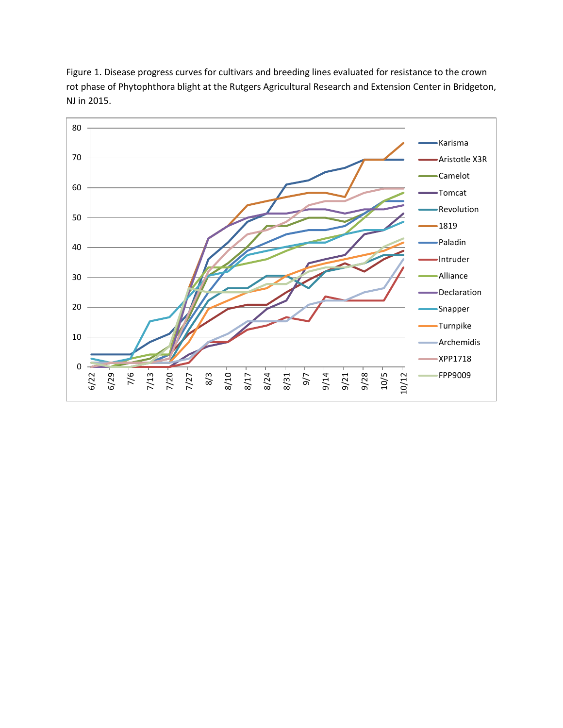Figure 1. Disease progress curves for cultivars and breeding lines evaluated for resistance to the crown rot phase of Phytophthora blight at the Rutgers Agricultural Research and Extension Center in Bridgeton, NJ in 2015.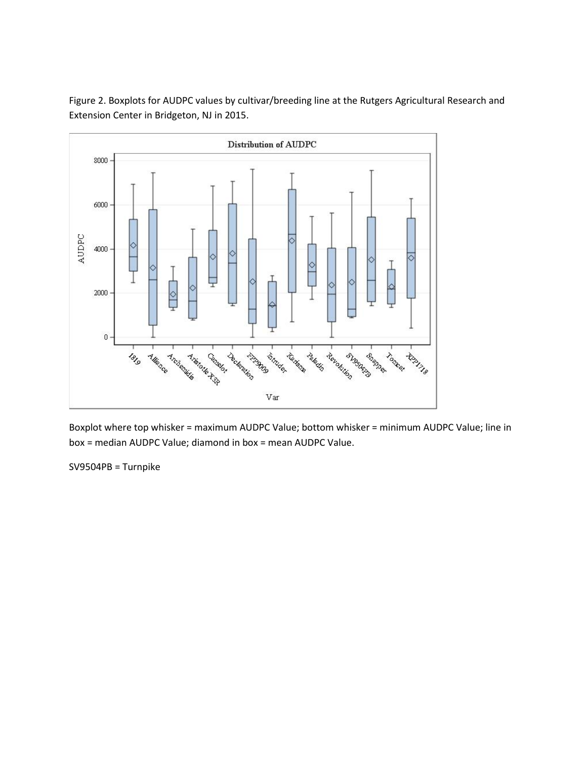Figure 2. Boxplots for AUDPC values by cultivar/breeding line at the Rutgers Agricultural Research and Extension Center in Bridgeton, NJ in 2015.

Distribution of AUDPC

AUDPC

8000

6000

4000

2000

0

1819
Alliance
Archimidis
Aristotle X3R
Camelot
Declaration
FPP9009
Intruder
Karisma
Paladin
Revolution
SV9504PB
Snapper
Tomcat
XPP1718

Var

Boxplot where top whisker = maximum AUDPC Value; bottom whisker = minimum AUDPC Value; line in box = median AUDPC Value; diamond in box = mean AUDPC Value.

SV9504PB = Turnpike